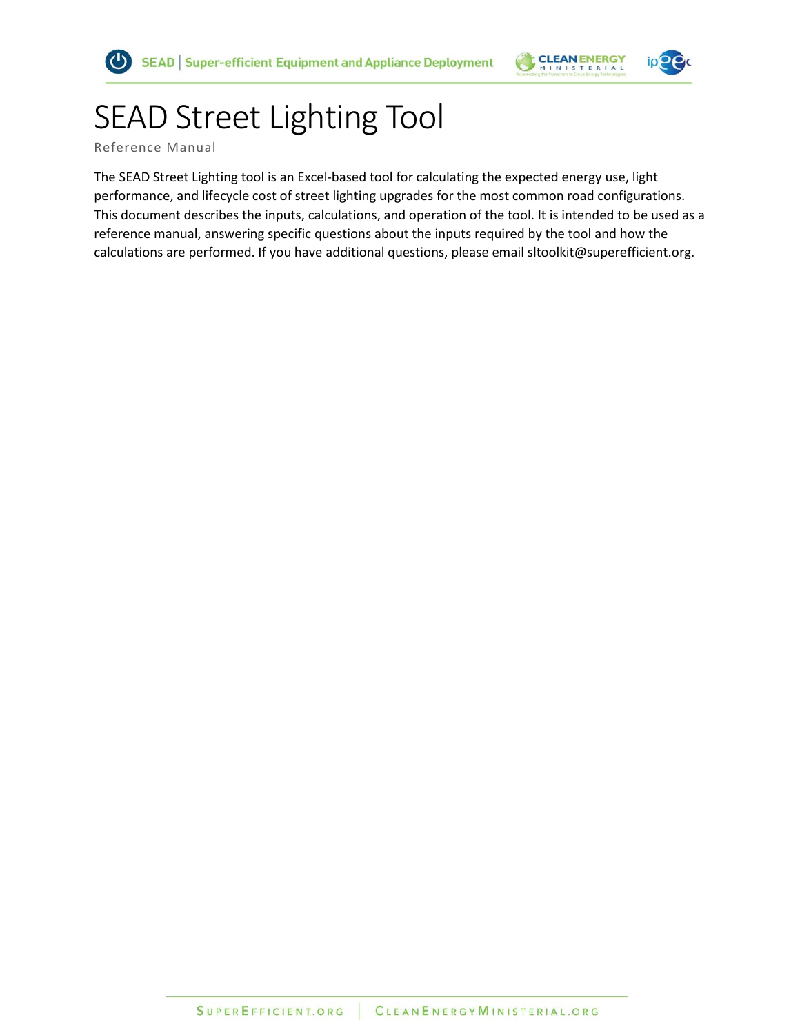# SEAD Street Lighting Tool

Reference Manual

The SEAD Street Lighting tool is an Excel-based tool for calculating the expected energy use, light performance, and lifecycle cost of street lighting upgrades for the most common road configurations. This document describes the inputs, calculations, and operation of the tool. It is intended to be used as a reference manual, answering specific questions about the inputs required by the tool and how the calculations are performed. If you have additional questions, please email sltoolkit@superefficient.org.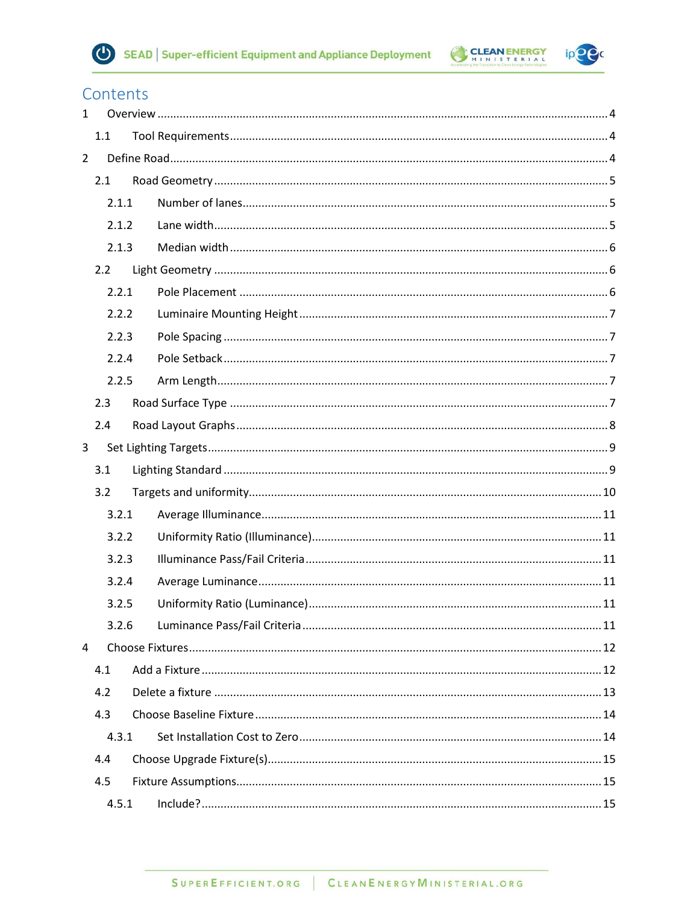# Contents

1 Overview ... 4
  1.1 Tool Requirements ... 4
2 Define Road ... 4
  2.1 Road Geometry ... 5
    2.1.1 Number of lanes ... 5
    2.1.2 Lane width ... 5
    2.1.3 Median width ... 6
  2.2 Light Geometry ... 6
    2.2.1 Pole Placement ... 6
    2.2.2 Luminaire Mounting Height ... 7
    2.2.3 Pole Spacing ... 7
    2.2.4 Pole Setback ... 7
    2.2.5 Arm Length ... 7
  2.3 Road Surface Type ... 7
  2.4 Road Layout Graphs ... 8
3 Set Lighting Targets ... 9
  3.1 Lighting Standard ... 9
  3.2 Targets and uniformity ... 10
    3.2.1 Average Illuminance ... 11
    3.2.2 Uniformity Ratio (Illuminance) ... 11
    3.2.3 Illuminance Pass/Fail Criteria ... 11
    3.2.4 Average Luminance ... 11
    3.2.5 Uniformity Ratio (Luminance) ... 11
    3.2.6 Luminance Pass/Fail Criteria ... 11
4 Choose Fixtures ... 12
  4.1 Add a Fixture ... 12
  4.2 Delete a fixture ... 13
  4.3 Choose Baseline Fixture ... 14
    4.3.1 Set Installation Cost to Zero ... 14
  4.4 Choose Upgrade Fixture(s) ... 15
  4.5 Fixture Assumptions ... 15
    4.5.1 Include? ... 15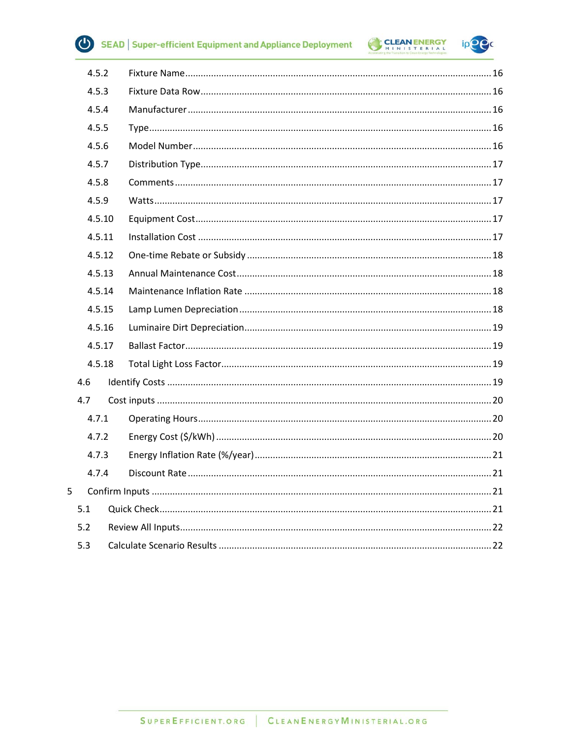4.5.2 Fixture Name ........ 16

4.5.3 Fixture Data Row ........ 16

4.5.4 Manufacturer ........ 16

4.5.5 Type ........ 16

4.5.6 Model Number ........ 16

4.5.7 Distribution Type ........ 17

4.5.8 Comments ........ 17

4.5.9 Watts ........ 17

4.5.10 Equipment Cost ........ 17

4.5.11 Installation Cost ........ 17

4.5.12 One-time Rebate or Subsidy ........ 18

4.5.13 Annual Maintenance Cost ........ 18

4.5.14 Maintenance Inflation Rate ........ 18

4.5.15 Lamp Lumen Depreciation ........ 18

4.5.16 Luminaire Dirt Depreciation ........ 19

4.5.17 Ballast Factor ........ 19

4.5.18 Total Light Loss Factor ........ 19

4.6 Identify Costs ........ 19

4.7 Cost inputs ........ 20

4.7.1 Operating Hours ........ 20

4.7.2 Energy Cost ($/kWh) ........ 20

4.7.3 Energy Inflation Rate (%/year) ........ 21

4.7.4 Discount Rate ........ 21

5 Confirm Inputs ........ 21

5.1 Quick Check ........ 21

5.2 Review All Inputs ........ 22

5.3 Calculate Scenario Results ........ 22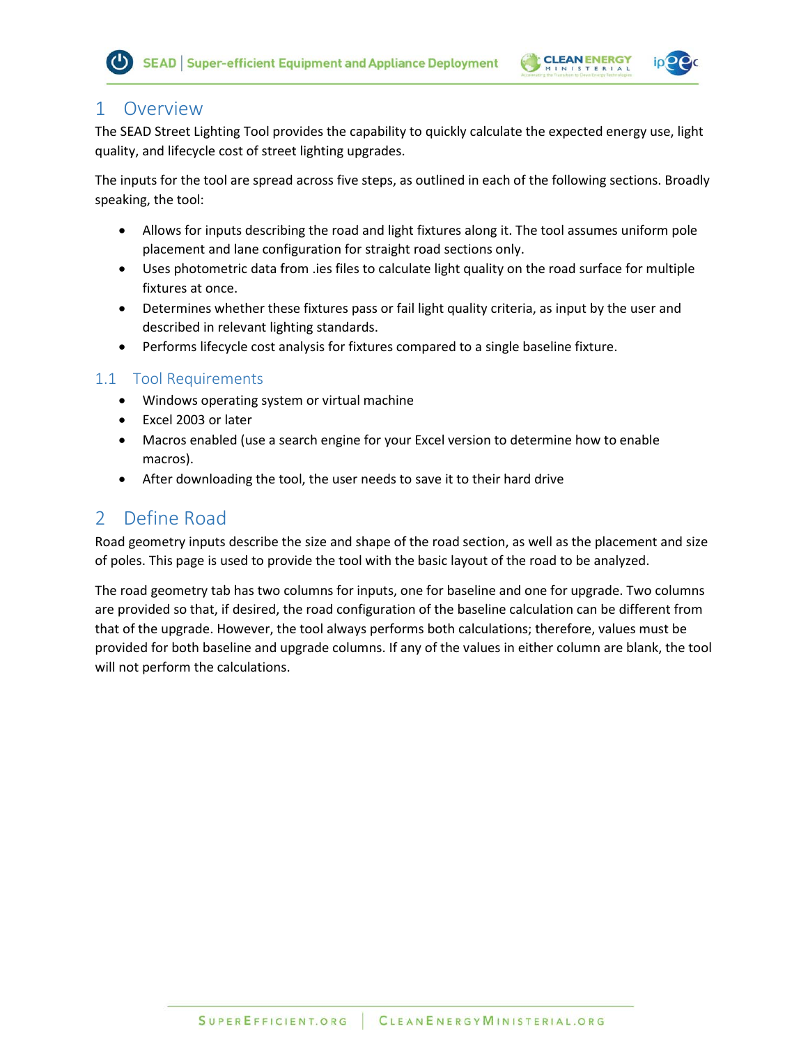# 1 Overview

The SEAD Street Lighting Tool provides the capability to quickly calculate the expected energy use, light quality, and lifecycle cost of street lighting upgrades.

The inputs for the tool are spread across five steps, as outlined in each of the following sections. Broadly speaking, the tool:

- Allows for inputs describing the road and light fixtures along it. The tool assumes uniform pole placement and lane configuration for straight road sections only.
- Uses photometric data from .ies files to calculate light quality on the road surface for multiple fixtures at once.
- Determines whether these fixtures pass or fail light quality criteria, as input by the user and described in relevant lighting standards.
- Performs lifecycle cost analysis for fixtures compared to a single baseline fixture.

## 1.1 Tool Requirements

- Windows operating system or virtual machine
- Excel 2003 or later
- Macros enabled (use a search engine for your Excel version to determine how to enable macros).
- After downloading the tool, the user needs to save it to their hard drive

# 2 Define Road

Road geometry inputs describe the size and shape of the road section, as well as the placement and size of poles. This page is used to provide the tool with the basic layout of the road to be analyzed.

The road geometry tab has two columns for inputs, one for baseline and one for upgrade. Two columns are provided so that, if desired, the road configuration of the baseline calculation can be different from that of the upgrade. However, the tool always performs both calculations; therefore, values must be provided for both baseline and upgrade columns. If any of the values in either column are blank, the tool will not perform the calculations.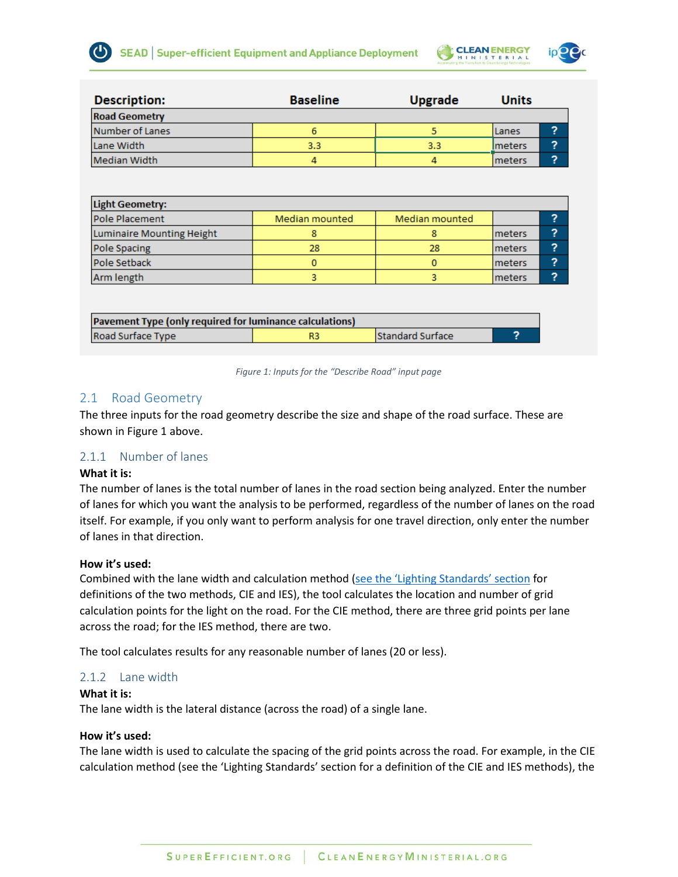| Description: | Baseline | Upgrade | Units | |
|---|---|---|---|---|
| **Road Geometry** | | | | |
| Number of Lanes | 6 | 5 | Lanes | ? |
| Lane Width | 3.3 | 3.3 | meters | ? |
| Median Width | 4 | 4 | meters | ? |

| **Light Geometry:** | | | | |
|---|---|---|---|---|
| Pole Placement | Median mounted | Median mounted | | ? |
| Luminaire Mounting Height | 8 | 8 | meters | ? |
| Pole Spacing | 28 | 28 | meters | ? |
| Pole Setback | 0 | 0 | meters | ? |
| Arm length | 3 | 3 | meters | ? |

| **Pavement Type (only required for luminance calculations)** | | | |
|---|---|---|---|
| Road Surface Type | R3 | Standard Surface | ? |

*Figure 1: Inputs for the "Describe Road" input page*

## 2.1 Road Geometry

The three inputs for the road geometry describe the size and shape of the road surface. These are shown in Figure 1 above.

### 2.1.1 Number of lanes

**What it is:**
The number of lanes is the total number of lanes in the road section being analyzed. Enter the number of lanes for which you want the analysis to be performed, regardless of the number of lanes on the road itself. For example, if you only want to perform analysis for one travel direction, only enter the number of lanes in that direction.

**How it's used:**
Combined with the lane width and calculation method (see the 'Lighting Standards' section for definitions of the two methods, CIE and IES), the tool calculates the location and number of grid calculation points for the light on the road. For the CIE method, there are three grid points per lane across the road; for the IES method, there are two.

The tool calculates results for any reasonable number of lanes (20 or less).

### 2.1.2 Lane width

**What it is:**
The lane width is the lateral distance (across the road) of a single lane.

**How it's used:**
The lane width is used to calculate the spacing of the grid points across the road. For example, in the CIE calculation method (see the 'Lighting Standards' section for a definition of the CIE and IES methods), the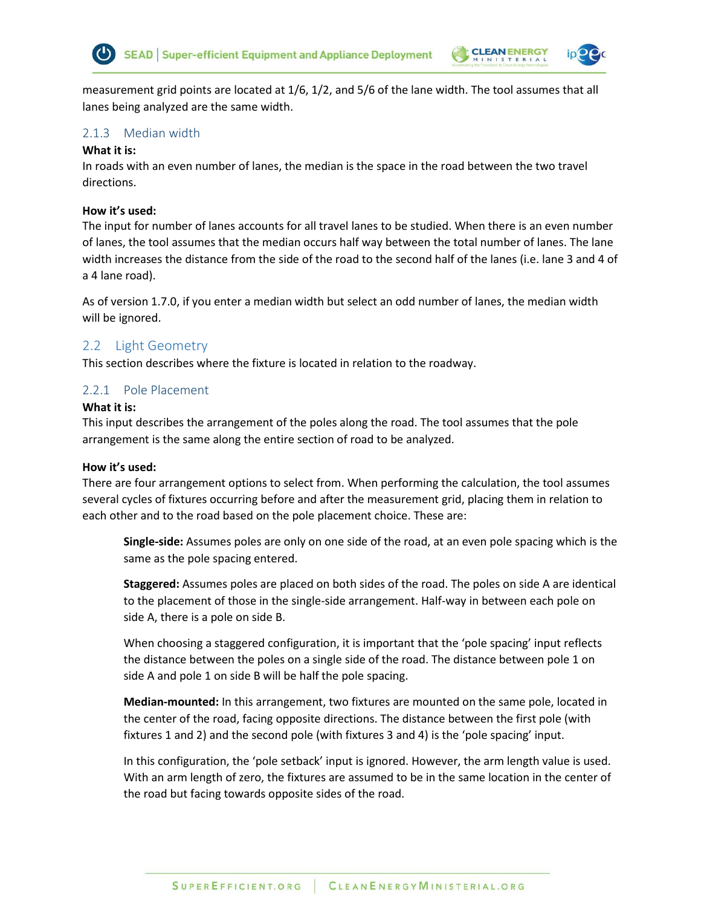measurement grid points are located at 1/6, 1/2, and 5/6 of the lane width. The tool assumes that all lanes being analyzed are the same width.

### 2.1.3 Median width

**What it is:**
In roads with an even number of lanes, the median is the space in the road between the two travel directions.

**How it's used:**
The input for number of lanes accounts for all travel lanes to be studied. When there is an even number of lanes, the tool assumes that the median occurs half way between the total number of lanes. The lane width increases the distance from the side of the road to the second half of the lanes (i.e. lane 3 and 4 of a 4 lane road).

As of version 1.7.0, if you enter a median width but select an odd number of lanes, the median width will be ignored.

## 2.2 Light Geometry

This section describes where the fixture is located in relation to the roadway.

### 2.2.1 Pole Placement

**What it is:**
This input describes the arrangement of the poles along the road. The tool assumes that the pole arrangement is the same along the entire section of road to be analyzed.

**How it's used:**
There are four arrangement options to select from. When performing the calculation, the tool assumes several cycles of fixtures occurring before and after the measurement grid, placing them in relation to each other and to the road based on the pole placement choice. These are:

> **Single-side:** Assumes poles are only on one side of the road, at an even pole spacing which is the same as the pole spacing entered.
>
> **Staggered:** Assumes poles are placed on both sides of the road. The poles on side A are identical to the placement of those in the single-side arrangement. Half-way in between each pole on side A, there is a pole on side B.
>
> When choosing a staggered configuration, it is important that the 'pole spacing' input reflects the distance between the poles on a single side of the road. The distance between pole 1 on side A and pole 1 on side B will be half the pole spacing.
>
> **Median-mounted:** In this arrangement, two fixtures are mounted on the same pole, located in the center of the road, facing opposite directions. The distance between the first pole (with fixtures 1 and 2) and the second pole (with fixtures 3 and 4) is the 'pole spacing' input.
>
> In this configuration, the 'pole setback' input is ignored. However, the arm length value is used. With an arm length of zero, the fixtures are assumed to be in the same location in the center of the road but facing towards opposite sides of the road.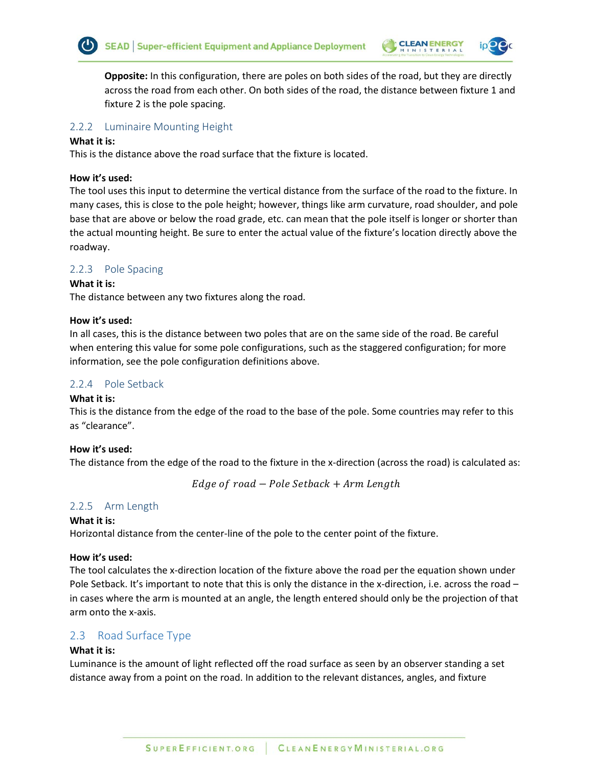**Opposite:** In this configuration, there are poles on both sides of the road, but they are directly across the road from each other. On both sides of the road, the distance between fixture 1 and fixture 2 is the pole spacing.

### 2.2.2 Luminaire Mounting Height

**What it is:**
This is the distance above the road surface that the fixture is located.

**How it's used:**
The tool uses this input to determine the vertical distance from the surface of the road to the fixture. In many cases, this is close to the pole height; however, things like arm curvature, road shoulder, and pole base that are above or below the road grade, etc. can mean that the pole itself is longer or shorter than the actual mounting height. Be sure to enter the actual value of the fixture's location directly above the roadway.

### 2.2.3 Pole Spacing

**What it is:**
The distance between any two fixtures along the road.

**How it's used:**
In all cases, this is the distance between two poles that are on the same side of the road. Be careful when entering this value for some pole configurations, such as the staggered configuration; for more information, see the pole configuration definitions above.

### 2.2.4 Pole Setback

**What it is:**
This is the distance from the edge of the road to the base of the pole. Some countries may refer to this as "clearance".

**How it's used:**
The distance from the edge of the road to the fixture in the x-direction (across the road) is calculated as:

$$\textit{Edge of road} - \textit{Pole Setback} + \textit{Arm Length}$$

### 2.2.5 Arm Length

**What it is:**
Horizontal distance from the center-line of the pole to the center point of the fixture.

**How it's used:**
The tool calculates the x-direction location of the fixture above the road per the equation shown under Pole Setback. It's important to note that this is only the distance in the x-direction, i.e. across the road – in cases where the arm is mounted at an angle, the length entered should only be the projection of that arm onto the x-axis.

## 2.3 Road Surface Type

**What it is:**
Luminance is the amount of light reflected off the road surface as seen by an observer standing a set distance away from a point on the road. In addition to the relevant distances, angles, and fixture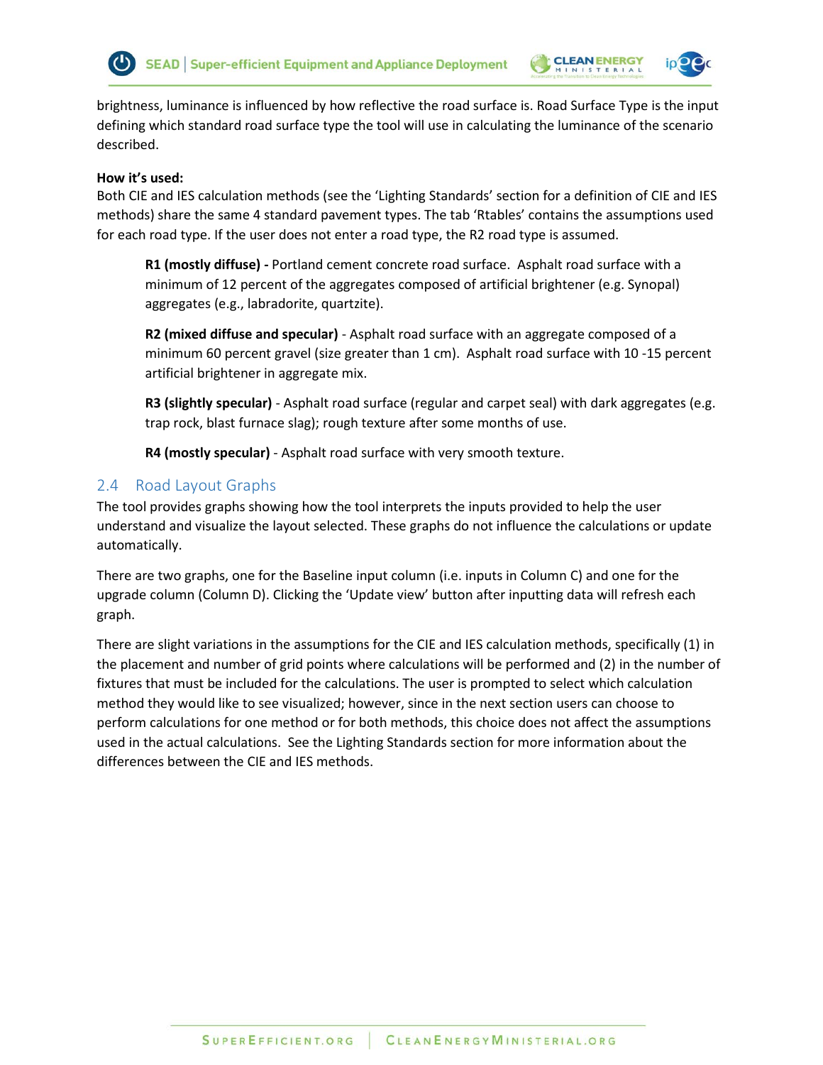brightness, luminance is influenced by how reflective the road surface is. Road Surface Type is the input defining which standard road surface type the tool will use in calculating the luminance of the scenario described.

**How it's used:**
Both CIE and IES calculation methods (see the 'Lighting Standards' section for a definition of CIE and IES methods) share the same 4 standard pavement types. The tab 'Rtables' contains the assumptions used for each road type. If the user does not enter a road type, the R2 road type is assumed.

> **R1 (mostly diffuse) -** Portland cement concrete road surface. Asphalt road surface with a minimum of 12 percent of the aggregates composed of artificial brightener (e.g. Synopal) aggregates (e.g., labradorite, quartzite).
>
> **R2 (mixed diffuse and specular)** - Asphalt road surface with an aggregate composed of a minimum 60 percent gravel (size greater than 1 cm). Asphalt road surface with 10 -15 percent artificial brightener in aggregate mix.
>
> **R3 (slightly specular)** - Asphalt road surface (regular and carpet seal) with dark aggregates (e.g. trap rock, blast furnace slag); rough texture after some months of use.
>
> **R4 (mostly specular)** - Asphalt road surface with very smooth texture.

## 2.4 Road Layout Graphs

The tool provides graphs showing how the tool interprets the inputs provided to help the user understand and visualize the layout selected. These graphs do not influence the calculations or update automatically.

There are two graphs, one for the Baseline input column (i.e. inputs in Column C) and one for the upgrade column (Column D). Clicking the 'Update view' button after inputting data will refresh each graph.

There are slight variations in the assumptions for the CIE and IES calculation methods, specifically (1) in the placement and number of grid points where calculations will be performed and (2) in the number of fixtures that must be included for the calculations. The user is prompted to select which calculation method they would like to see visualized; however, since in the next section users can choose to perform calculations for one method or for both methods, this choice does not affect the assumptions used in the actual calculations. See the Lighting Standards section for more information about the differences between the CIE and IES methods.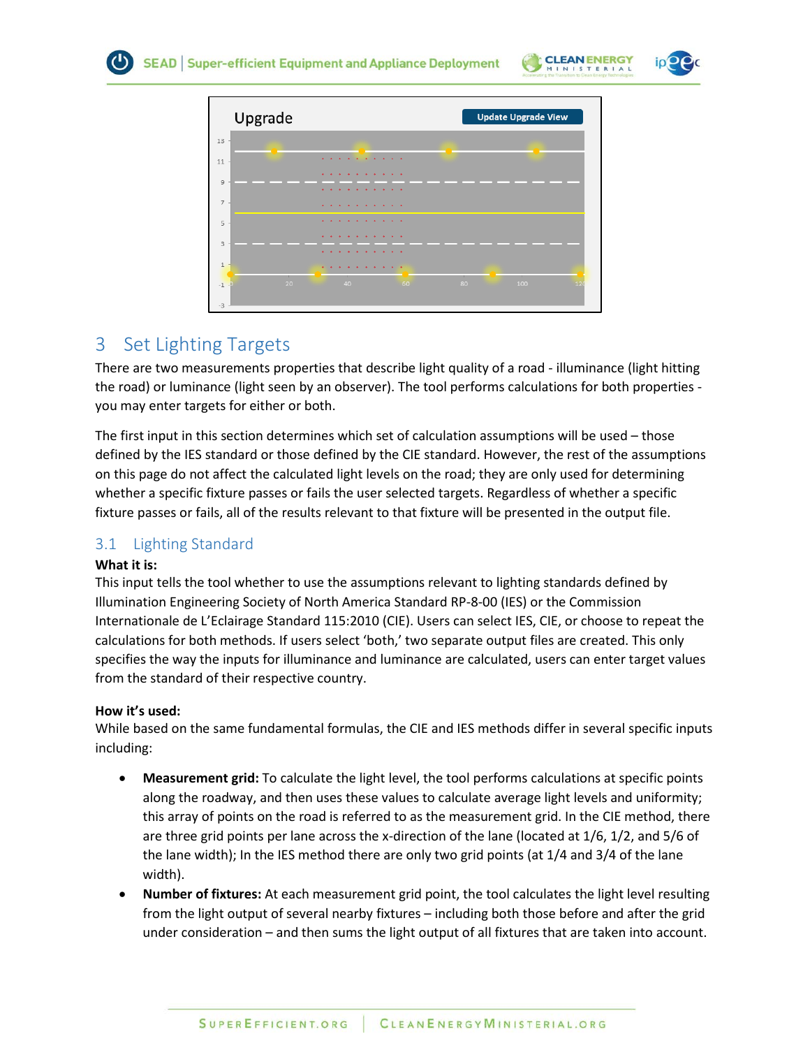## 3 Set Lighting Targets

There are two measurements properties that describe light quality of a road - illuminance (light hitting the road) or luminance (light seen by an observer). The tool performs calculations for both properties - you may enter targets for either or both.

The first input in this section determines which set of calculation assumptions will be used – those defined by the IES standard or those defined by the CIE standard. However, the rest of the assumptions on this page do not affect the calculated light levels on the road; they are only used for determining whether a specific fixture passes or fails the user selected targets. Regardless of whether a specific fixture passes or fails, all of the results relevant to that fixture will be presented in the output file.

### 3.1 Lighting Standard

**What it is:**
This input tells the tool whether to use the assumptions relevant to lighting standards defined by Illumination Engineering Society of North America Standard RP-8-00 (IES) or the Commission Internationale de L'Eclairage Standard 115:2010 (CIE). Users can select IES, CIE, or choose to repeat the calculations for both methods. If users select 'both,' two separate output files are created. This only specifies the way the inputs for illuminance and luminance are calculated, users can enter target values from the standard of their respective country.

**How it's used:**
While based on the same fundamental formulas, the CIE and IES methods differ in several specific inputs including:

- **Measurement grid:** To calculate the light level, the tool performs calculations at specific points along the roadway, and then uses these values to calculate average light levels and uniformity; this array of points on the road is referred to as the measurement grid. In the CIE method, there are three grid points per lane across the x-direction of the lane (located at 1/6, 1/2, and 5/6 of the lane width); In the IES method there are only two grid points (at 1/4 and 3/4 of the lane width).
- **Number of fixtures:** At each measurement grid point, the tool calculates the light level resulting from the light output of several nearby fixtures – including both those before and after the grid under consideration – and then sums the light output of all fixtures that are taken into account.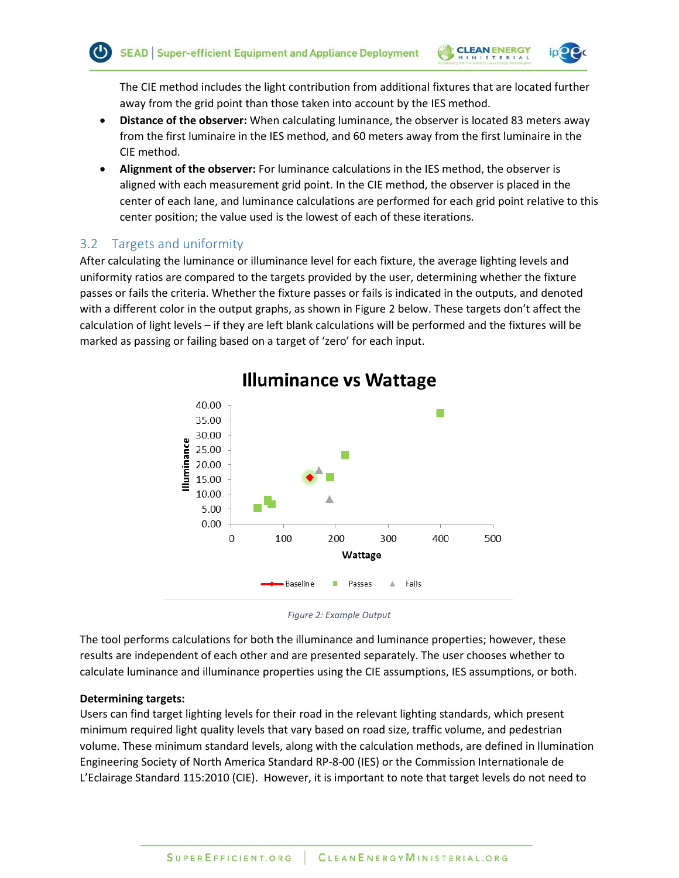The CIE method includes the light contribution from additional fixtures that are located further away from the grid point than those taken into account by the IES method.

- **Distance of the observer:** When calculating luminance, the observer is located 83 meters away from the first luminaire in the IES method, and 60 meters away from the first luminaire in the CIE method.
- **Alignment of the observer:** For luminance calculations in the IES method, the observer is aligned with each measurement grid point. In the CIE method, the observer is placed in the center of each lane, and luminance calculations are performed for each grid point relative to this center position; the value used is the lowest of each of these iterations.

## 3.2 Targets and uniformity

After calculating the luminance or illuminance level for each fixture, the average lighting levels and uniformity ratios are compared to the targets provided by the user, determining whether the fixture passes or fails the criteria. Whether the fixture passes or fails is indicated in the outputs, and denoted with a different color in the output graphs, as shown in Figure 2 below. These targets don't affect the calculation of light levels – if they are left blank calculations will be performed and the fixtures will be marked as passing or failing based on a target of 'zero' for each input.

*Figure 2: Example Output*

The tool performs calculations for both the illuminance and luminance properties; however, these results are independent of each other and are presented separately. The user chooses whether to calculate luminance and illuminance properties using the CIE assumptions, IES assumptions, or both.

**Determining targets:**

Users can find target lighting levels for their road in the relevant lighting standards, which present minimum required light quality levels that vary based on road size, traffic volume, and pedestrian volume. These minimum standard levels, along with the calculation methods, are defined in Illumination Engineering Society of North America Standard RP-8-00 (IES) or the Commission Internationale de L'Eclairage Standard 115:2010 (CIE). However, it is important to note that target levels do not need to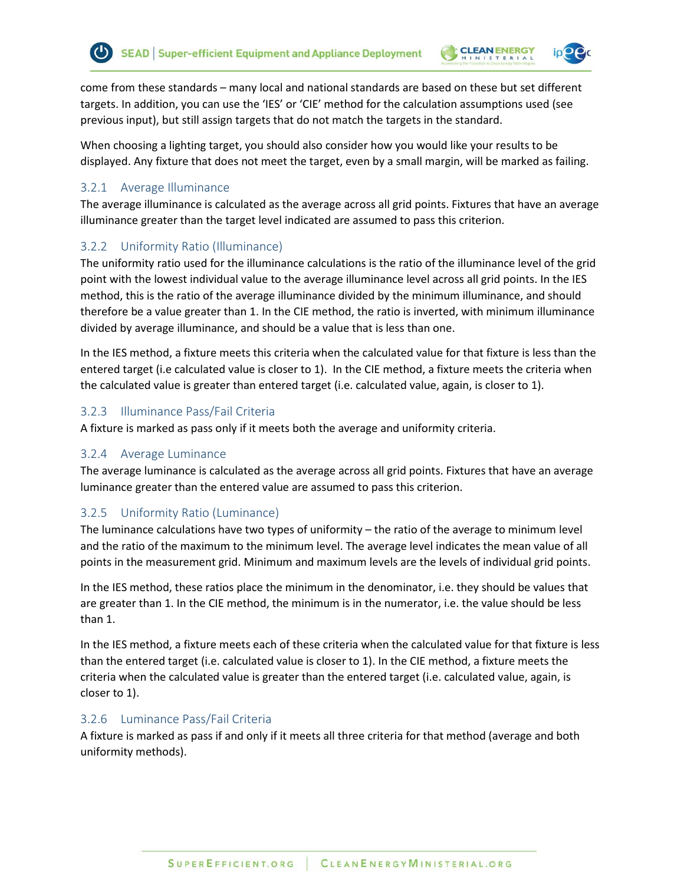come from these standards – many local and national standards are based on these but set different targets. In addition, you can use the 'IES' or 'CIE' method for the calculation assumptions used (see previous input), but still assign targets that do not match the targets in the standard.

When choosing a lighting target, you should also consider how you would like your results to be displayed. Any fixture that does not meet the target, even by a small margin, will be marked as failing.

### 3.2.1 Average Illuminance

The average illuminance is calculated as the average across all grid points. Fixtures that have an average illuminance greater than the target level indicated are assumed to pass this criterion.

### 3.2.2 Uniformity Ratio (Illuminance)

The uniformity ratio used for the illuminance calculations is the ratio of the illuminance level of the grid point with the lowest individual value to the average illuminance level across all grid points. In the IES method, this is the ratio of the average illuminance divided by the minimum illuminance, and should therefore be a value greater than 1. In the CIE method, the ratio is inverted, with minimum illuminance divided by average illuminance, and should be a value that is less than one.

In the IES method, a fixture meets this criteria when the calculated value for that fixture is less than the entered target (i.e calculated value is closer to 1). In the CIE method, a fixture meets the criteria when the calculated value is greater than entered target (i.e. calculated value, again, is closer to 1).

### 3.2.3 Illuminance Pass/Fail Criteria

A fixture is marked as pass only if it meets both the average and uniformity criteria.

### 3.2.4 Average Luminance

The average luminance is calculated as the average across all grid points. Fixtures that have an average luminance greater than the entered value are assumed to pass this criterion.

### 3.2.5 Uniformity Ratio (Luminance)

The luminance calculations have two types of uniformity – the ratio of the average to minimum level and the ratio of the maximum to the minimum level. The average level indicates the mean value of all points in the measurement grid. Minimum and maximum levels are the levels of individual grid points.

In the IES method, these ratios place the minimum in the denominator, i.e. they should be values that are greater than 1. In the CIE method, the minimum is in the numerator, i.e. the value should be less than 1.

In the IES method, a fixture meets each of these criteria when the calculated value for that fixture is less than the entered target (i.e. calculated value is closer to 1). In the CIE method, a fixture meets the criteria when the calculated value is greater than the entered target (i.e. calculated value, again, is closer to 1).

### 3.2.6 Luminance Pass/Fail Criteria

A fixture is marked as pass if and only if it meets all three criteria for that method (average and both uniformity methods).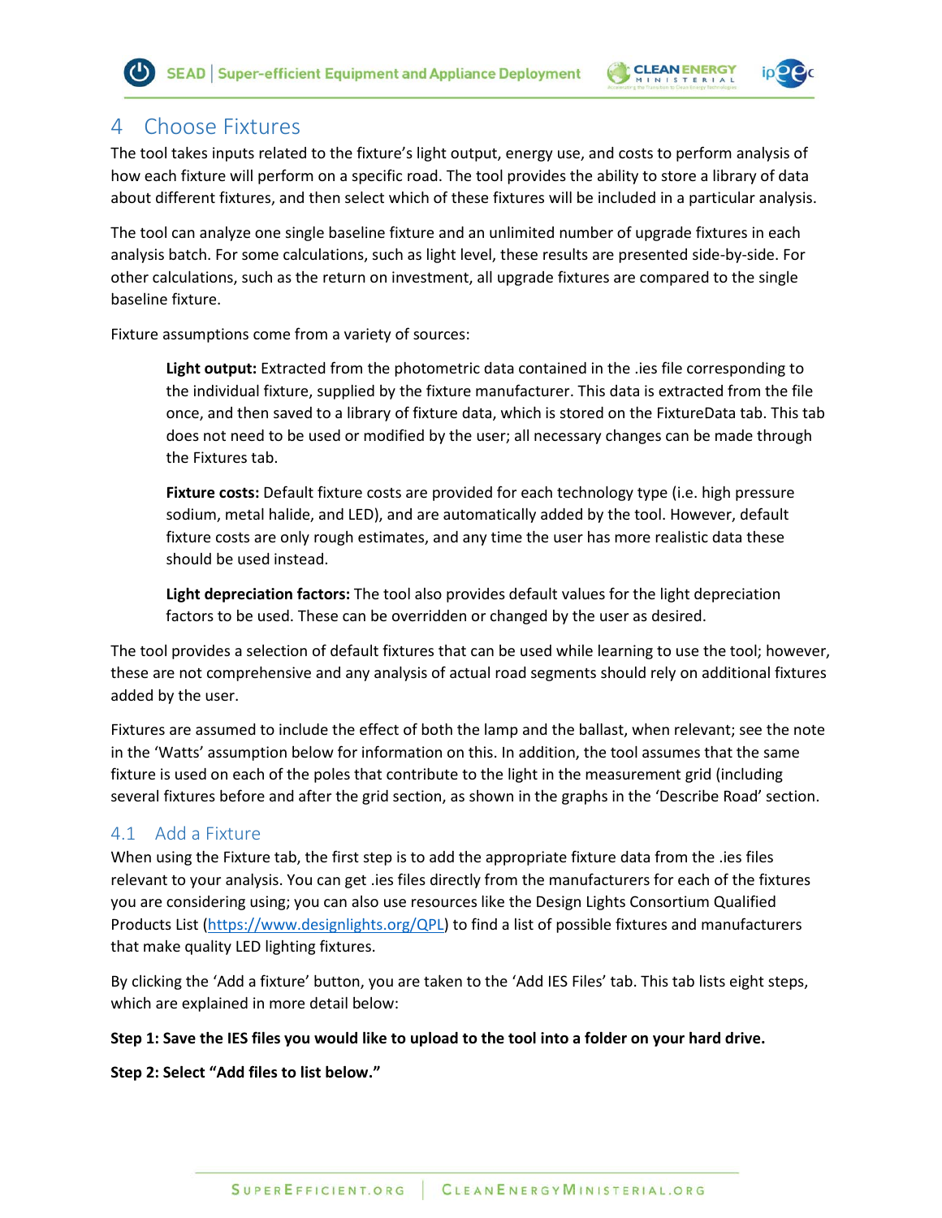# 4 Choose Fixtures

The tool takes inputs related to the fixture's light output, energy use, and costs to perform analysis of how each fixture will perform on a specific road. The tool provides the ability to store a library of data about different fixtures, and then select which of these fixtures will be included in a particular analysis.

The tool can analyze one single baseline fixture and an unlimited number of upgrade fixtures in each analysis batch. For some calculations, such as light level, these results are presented side-by-side. For other calculations, such as the return on investment, all upgrade fixtures are compared to the single baseline fixture.

Fixture assumptions come from a variety of sources:

> **Light output:** Extracted from the photometric data contained in the .ies file corresponding to the individual fixture, supplied by the fixture manufacturer. This data is extracted from the file once, and then saved to a library of fixture data, which is stored on the FixtureData tab. This tab does not need to be used or modified by the user; all necessary changes can be made through the Fixtures tab.
>
> **Fixture costs:** Default fixture costs are provided for each technology type (i.e. high pressure sodium, metal halide, and LED), and are automatically added by the tool. However, default fixture costs are only rough estimates, and any time the user has more realistic data these should be used instead.
>
> **Light depreciation factors:** The tool also provides default values for the light depreciation factors to be used. These can be overridden or changed by the user as desired.

The tool provides a selection of default fixtures that can be used while learning to use the tool; however, these are not comprehensive and any analysis of actual road segments should rely on additional fixtures added by the user.

Fixtures are assumed to include the effect of both the lamp and the ballast, when relevant; see the note in the 'Watts' assumption below for information on this. In addition, the tool assumes that the same fixture is used on each of the poles that contribute to the light in the measurement grid (including several fixtures before and after the grid section, as shown in the graphs in the 'Describe Road' section.

## 4.1 Add a Fixture

When using the Fixture tab, the first step is to add the appropriate fixture data from the .ies files relevant to your analysis. You can get .ies files directly from the manufacturers for each of the fixtures you are considering using; you can also use resources like the Design Lights Consortium Qualified Products List (https://www.designlights.org/QPL) to find a list of possible fixtures and manufacturers that make quality LED lighting fixtures.

By clicking the 'Add a fixture' button, you are taken to the 'Add IES Files' tab. This tab lists eight steps, which are explained in more detail below:

**Step 1: Save the IES files you would like to upload to the tool into a folder on your hard drive.**

**Step 2: Select "Add files to list below."**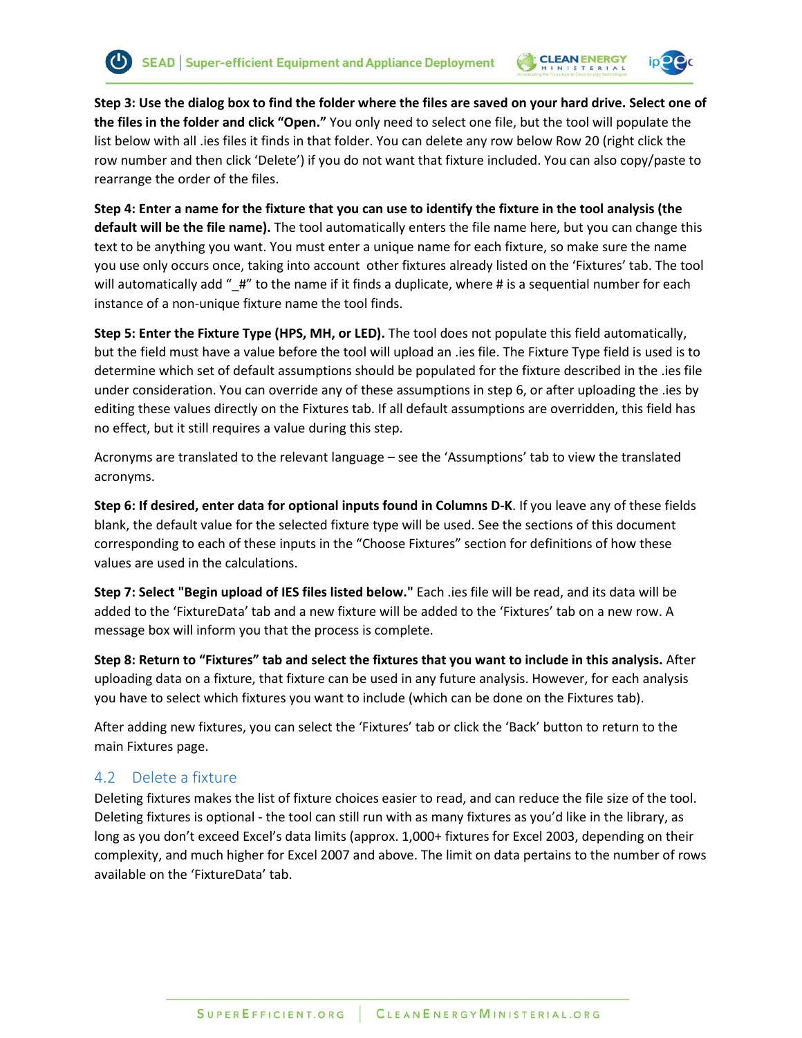**Step 3: Use the dialog box to find the folder where the files are saved on your hard drive. Select one of the files in the folder and click "Open."** You only need to select one file, but the tool will populate the list below with all .ies files it finds in that folder. You can delete any row below Row 20 (right click the row number and then click 'Delete') if you do not want that fixture included. You can also copy/paste to rearrange the order of the files.

**Step 4: Enter a name for the fixture that you can use to identify the fixture in the tool analysis (the default will be the file name).** The tool automatically enters the file name here, but you can change this text to be anything you want. You must enter a unique name for each fixture, so make sure the name you use only occurs once, taking into account other fixtures already listed on the 'Fixtures' tab. The tool will automatically add "_#" to the name if it finds a duplicate, where # is a sequential number for each instance of a non-unique fixture name the tool finds.

**Step 5: Enter the Fixture Type (HPS, MH, or LED).** The tool does not populate this field automatically, but the field must have a value before the tool will upload an .ies file. The Fixture Type field is used is to determine which set of default assumptions should be populated for the fixture described in the .ies file under consideration. You can override any of these assumptions in step 6, or after uploading the .ies by editing these values directly on the Fixtures tab. If all default assumptions are overridden, this field has no effect, but it still requires a value during this step.

Acronyms are translated to the relevant language – see the 'Assumptions' tab to view the translated acronyms.

**Step 6: If desired, enter data for optional inputs found in Columns D-K**. If you leave any of these fields blank, the default value for the selected fixture type will be used. See the sections of this document corresponding to each of these inputs in the "Choose Fixtures" section for definitions of how these values are used in the calculations.

**Step 7: Select "Begin upload of IES files listed below."** Each .ies file will be read, and its data will be added to the 'FixtureData' tab and a new fixture will be added to the 'Fixtures' tab on a new row. A message box will inform you that the process is complete.

**Step 8: Return to "Fixtures" tab and select the fixtures that you want to include in this analysis.** After uploading data on a fixture, that fixture can be used in any future analysis. However, for each analysis you have to select which fixtures you want to include (which can be done on the Fixtures tab).

After adding new fixtures, you can select the 'Fixtures' tab or click the 'Back' button to return to the main Fixtures page.

## 4.2 Delete a fixture

Deleting fixtures makes the list of fixture choices easier to read, and can reduce the file size of the tool. Deleting fixtures is optional - the tool can still run with as many fixtures as you'd like in the library, as long as you don't exceed Excel's data limits (approx. 1,000+ fixtures for Excel 2003, depending on their complexity, and much higher for Excel 2007 and above. The limit on data pertains to the number of rows available on the 'FixtureData' tab.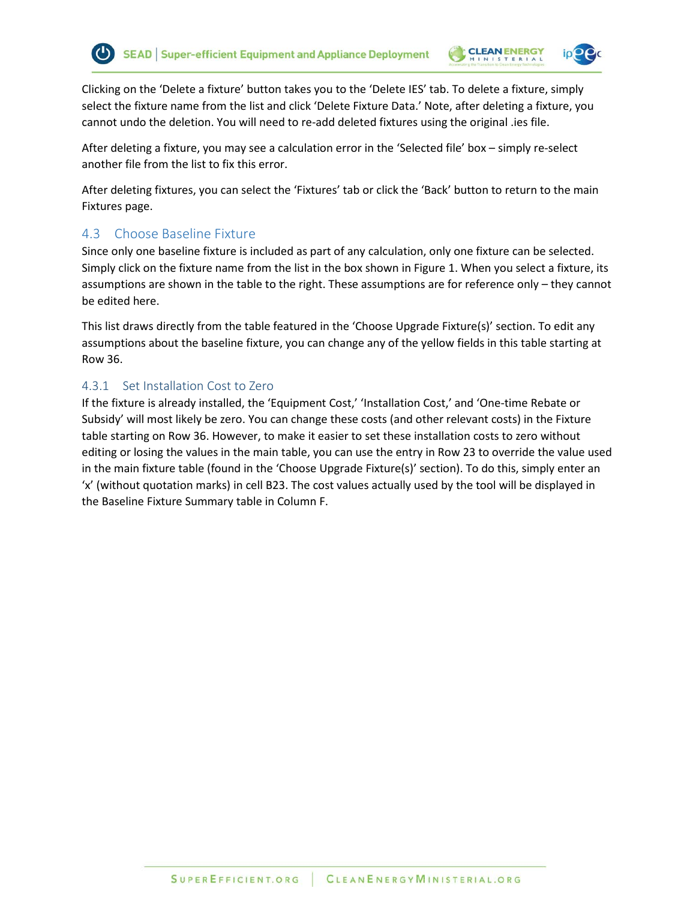Clicking on the 'Delete a fixture' button takes you to the 'Delete IES' tab. To delete a fixture, simply select the fixture name from the list and click 'Delete Fixture Data.' Note, after deleting a fixture, you cannot undo the deletion. You will need to re-add deleted fixtures using the original .ies file.

After deleting a fixture, you may see a calculation error in the 'Selected file' box – simply re-select another file from the list to fix this error.

After deleting fixtures, you can select the 'Fixtures' tab or click the 'Back' button to return to the main Fixtures page.

## 4.3 Choose Baseline Fixture

Since only one baseline fixture is included as part of any calculation, only one fixture can be selected. Simply click on the fixture name from the list in the box shown in Figure 1. When you select a fixture, its assumptions are shown in the table to the right. These assumptions are for reference only – they cannot be edited here.

This list draws directly from the table featured in the 'Choose Upgrade Fixture(s)' section. To edit any assumptions about the baseline fixture, you can change any of the yellow fields in this table starting at Row 36.

### 4.3.1 Set Installation Cost to Zero

If the fixture is already installed, the 'Equipment Cost,' 'Installation Cost,' and 'One-time Rebate or Subsidy' will most likely be zero. You can change these costs (and other relevant costs) in the Fixture table starting on Row 36. However, to make it easier to set these installation costs to zero without editing or losing the values in the main table, you can use the entry in Row 23 to override the value used in the main fixture table (found in the 'Choose Upgrade Fixture(s)' section). To do this, simply enter an 'x' (without quotation marks) in cell B23. The cost values actually used by the tool will be displayed in the Baseline Fixture Summary table in Column F.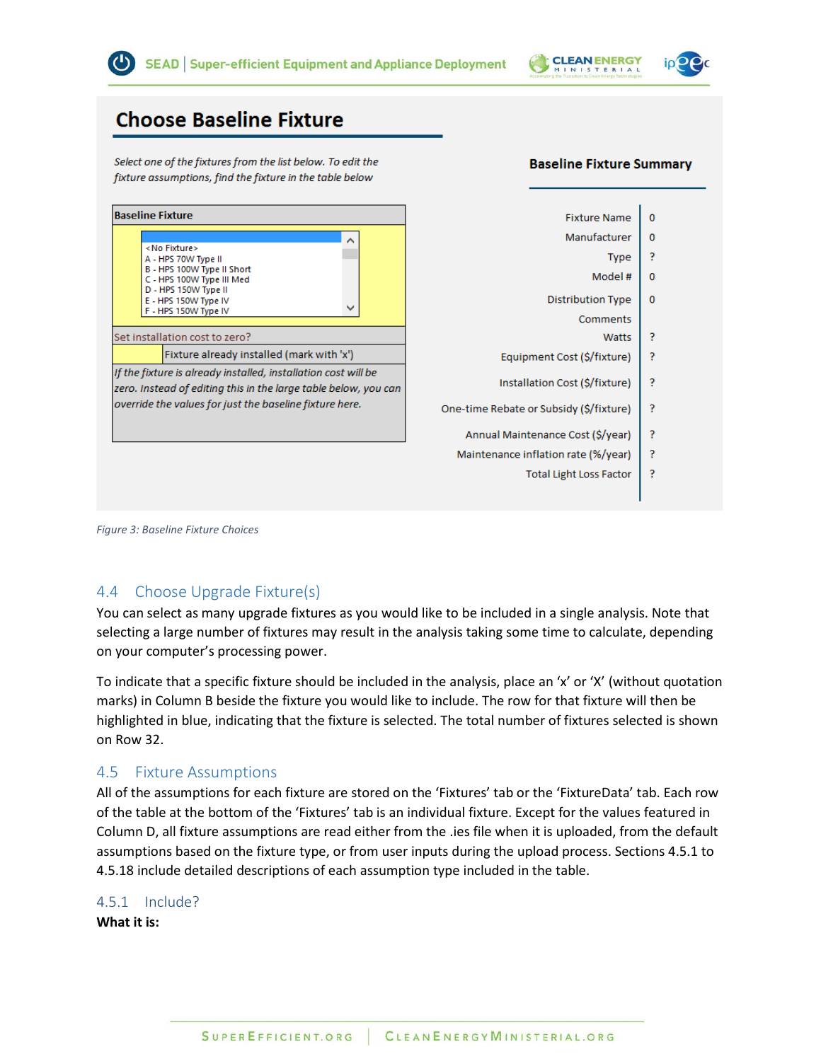## Choose Baseline Fixture

*Select one of the fixtures from the list below. To edit the fixture assumptions, find the fixture in the table below*

**Baseline Fixture**

- <No Fixture>
- A - HPS 70W Type II
- B - HPS 100W Type II Short
- C - HPS 100W Type III Med
- D - HPS 150W Type II
- E - HPS 150W Type IV
- F - HPS 150W Type IV

Set installation cost to zero?

Fixture already installed (mark with 'x')

*If the fixture is already installed, installation cost will be zero. Instead of editing this in the large table below, you can override the values for just the baseline fixture here.*

**Baseline Fixture Summary**

| | |
|---|---|
| Fixture Name | 0 |
| Manufacturer | 0 |
| Type | ? |
| Model # | 0 |
| Distribution Type | 0 |
| Comments | |
| Watts | ? |
| Equipment Cost ($/fixture) | ? |
| Installation Cost ($/fixture) | ? |
| One-time Rebate or Subsidy ($/fixture) | ? |
| Annual Maintenance Cost ($/year) | ? |
| Maintenance inflation rate (%/year) | ? |
| Total Light Loss Factor | ? |

*Figure 3: Baseline Fixture Choices*

### 4.4 Choose Upgrade Fixture(s)

You can select as many upgrade fixtures as you would like to be included in a single analysis. Note that selecting a large number of fixtures may result in the analysis taking some time to calculate, depending on your computer's processing power.

To indicate that a specific fixture should be included in the analysis, place an 'x' or 'X' (without quotation marks) in Column B beside the fixture you would like to include. The row for that fixture will then be highlighted in blue, indicating that the fixture is selected. The total number of fixtures selected is shown on Row 32.

### 4.5 Fixture Assumptions

All of the assumptions for each fixture are stored on the 'Fixtures' tab or the 'FixtureData' tab. Each row of the table at the bottom of the 'Fixtures' tab is an individual fixture. Except for the values featured in Column D, all fixture assumptions are read either from the .ies file when it is uploaded, from the default assumptions based on the fixture type, or from user inputs during the upload process. Sections 4.5.1 to 4.5.18 include detailed descriptions of each assumption type included in the table.

#### 4.5.1 Include?

**What it is:**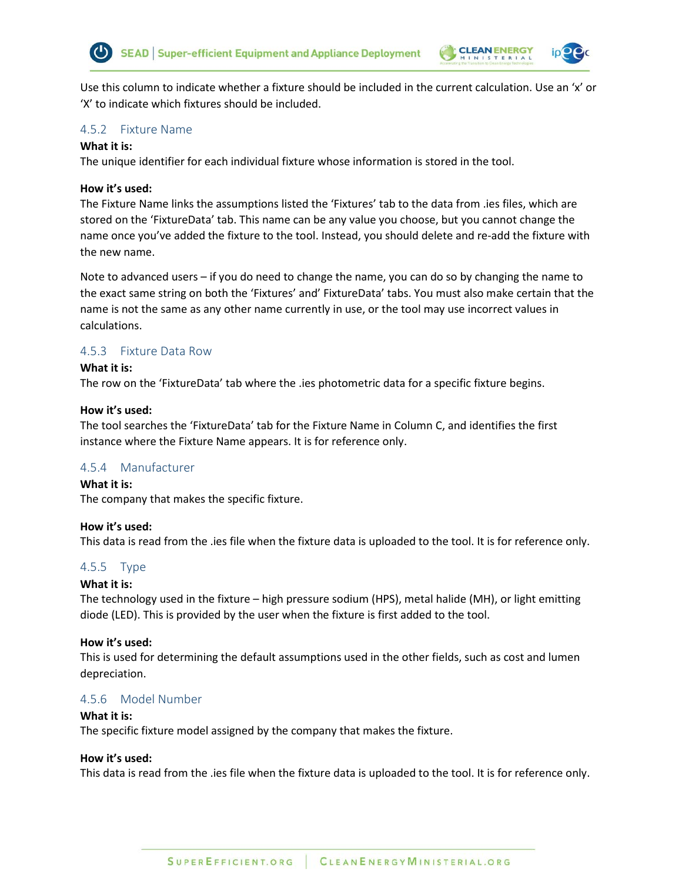Use this column to indicate whether a fixture should be included in the current calculation. Use an 'x' or 'X' to indicate which fixtures should be included.

### 4.5.2 Fixture Name

**What it is:**
The unique identifier for each individual fixture whose information is stored in the tool.

**How it's used:**
The Fixture Name links the assumptions listed the 'Fixtures' tab to the data from .ies files, which are stored on the 'FixtureData' tab. This name can be any value you choose, but you cannot change the name once you've added the fixture to the tool. Instead, you should delete and re-add the fixture with the new name.

Note to advanced users – if you do need to change the name, you can do so by changing the name to the exact same string on both the 'Fixtures' and' FixtureData' tabs. You must also make certain that the name is not the same as any other name currently in use, or the tool may use incorrect values in calculations.

### 4.5.3 Fixture Data Row

**What it is:**
The row on the 'FixtureData' tab where the .ies photometric data for a specific fixture begins.

**How it's used:**
The tool searches the 'FixtureData' tab for the Fixture Name in Column C, and identifies the first instance where the Fixture Name appears. It is for reference only.

### 4.5.4 Manufacturer

**What it is:**
The company that makes the specific fixture.

**How it's used:**
This data is read from the .ies file when the fixture data is uploaded to the tool. It is for reference only.

### 4.5.5 Type

**What it is:**
The technology used in the fixture – high pressure sodium (HPS), metal halide (MH), or light emitting diode (LED). This is provided by the user when the fixture is first added to the tool.

**How it's used:**
This is used for determining the default assumptions used in the other fields, such as cost and lumen depreciation.

### 4.5.6 Model Number

**What it is:**
The specific fixture model assigned by the company that makes the fixture.

**How it's used:**
This data is read from the .ies file when the fixture data is uploaded to the tool. It is for reference only.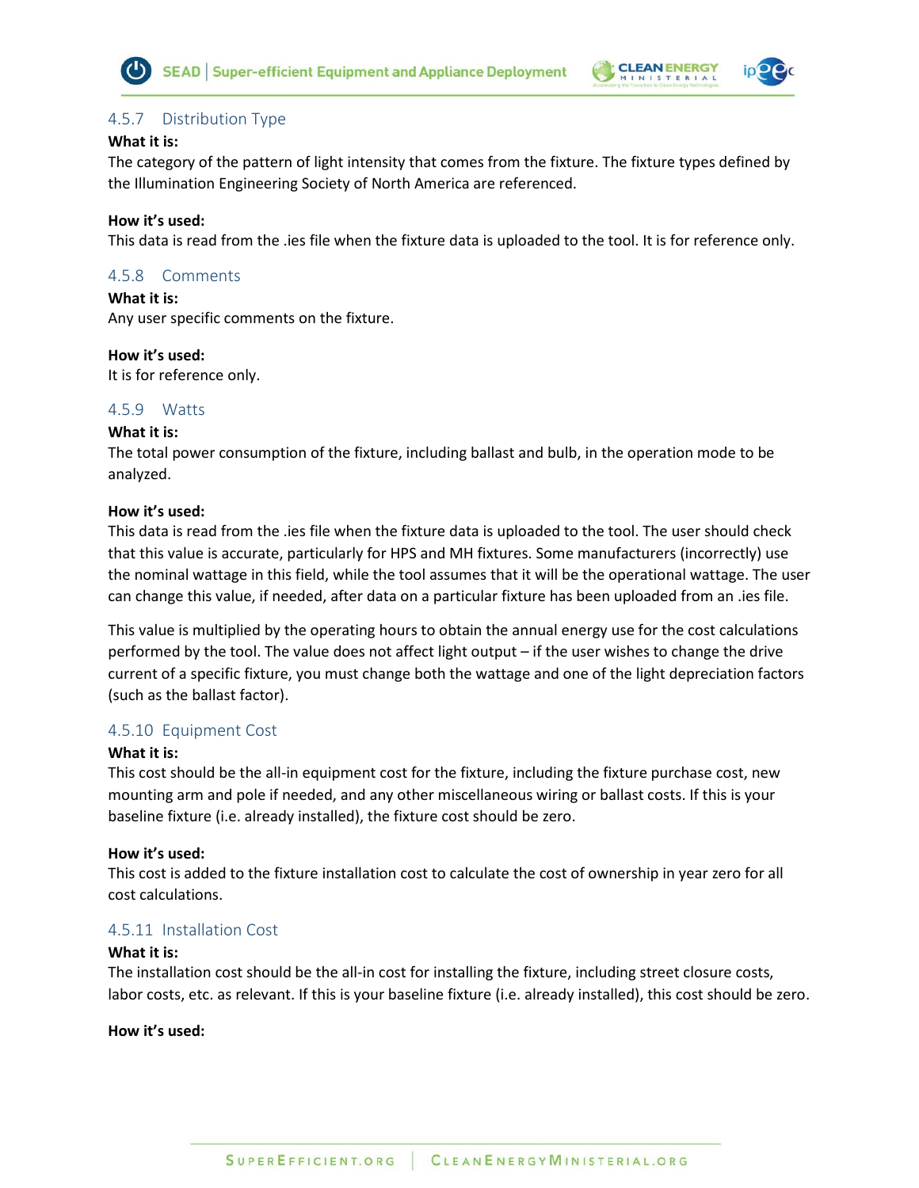### 4.5.7 Distribution Type

**What it is:**
The category of the pattern of light intensity that comes from the fixture. The fixture types defined by the Illumination Engineering Society of North America are referenced.

**How it's used:**
This data is read from the .ies file when the fixture data is uploaded to the tool. It is for reference only.

### 4.5.8 Comments

**What it is:**
Any user specific comments on the fixture.

**How it's used:**
It is for reference only.

### 4.5.9 Watts

**What it is:**
The total power consumption of the fixture, including ballast and bulb, in the operation mode to be analyzed.

**How it's used:**
This data is read from the .ies file when the fixture data is uploaded to the tool. The user should check that this value is accurate, particularly for HPS and MH fixtures. Some manufacturers (incorrectly) use the nominal wattage in this field, while the tool assumes that it will be the operational wattage. The user can change this value, if needed, after data on a particular fixture has been uploaded from an .ies file.

This value is multiplied by the operating hours to obtain the annual energy use for the cost calculations performed by the tool. The value does not affect light output – if the user wishes to change the drive current of a specific fixture, you must change both the wattage and one of the light depreciation factors (such as the ballast factor).

### 4.5.10 Equipment Cost

**What it is:**
This cost should be the all-in equipment cost for the fixture, including the fixture purchase cost, new mounting arm and pole if needed, and any other miscellaneous wiring or ballast costs. If this is your baseline fixture (i.e. already installed), the fixture cost should be zero.

**How it's used:**
This cost is added to the fixture installation cost to calculate the cost of ownership in year zero for all cost calculations.

### 4.5.11 Installation Cost

**What it is:**
The installation cost should be the all-in cost for installing the fixture, including street closure costs, labor costs, etc. as relevant. If this is your baseline fixture (i.e. already installed), this cost should be zero.

**How it's used:**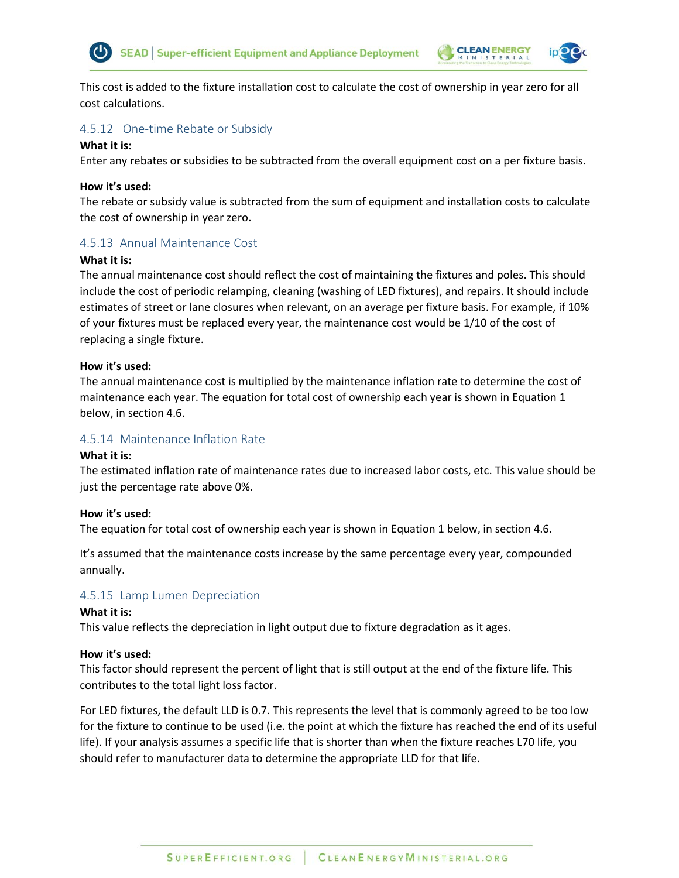This cost is added to the fixture installation cost to calculate the cost of ownership in year zero for all cost calculations.

### 4.5.12 One-time Rebate or Subsidy

**What it is:**
Enter any rebates or subsidies to be subtracted from the overall equipment cost on a per fixture basis.

**How it's used:**
The rebate or subsidy value is subtracted from the sum of equipment and installation costs to calculate the cost of ownership in year zero.

### 4.5.13 Annual Maintenance Cost

**What it is:**
The annual maintenance cost should reflect the cost of maintaining the fixtures and poles. This should include the cost of periodic relamping, cleaning (washing of LED fixtures), and repairs. It should include estimates of street or lane closures when relevant, on an average per fixture basis. For example, if 10% of your fixtures must be replaced every year, the maintenance cost would be 1/10 of the cost of replacing a single fixture.

**How it's used:**
The annual maintenance cost is multiplied by the maintenance inflation rate to determine the cost of maintenance each year. The equation for total cost of ownership each year is shown in Equation 1 below, in section 4.6.

### 4.5.14 Maintenance Inflation Rate

**What it is:**
The estimated inflation rate of maintenance rates due to increased labor costs, etc. This value should be just the percentage rate above 0%.

**How it's used:**
The equation for total cost of ownership each year is shown in Equation 1 below, in section 4.6.

It's assumed that the maintenance costs increase by the same percentage every year, compounded annually.

### 4.5.15 Lamp Lumen Depreciation

**What it is:**
This value reflects the depreciation in light output due to fixture degradation as it ages.

**How it's used:**
This factor should represent the percent of light that is still output at the end of the fixture life. This contributes to the total light loss factor.

For LED fixtures, the default LLD is 0.7. This represents the level that is commonly agreed to be too low for the fixture to continue to be used (i.e. the point at which the fixture has reached the end of its useful life). If your analysis assumes a specific life that is shorter than when the fixture reaches L70 life, you should refer to manufacturer data to determine the appropriate LLD for that life.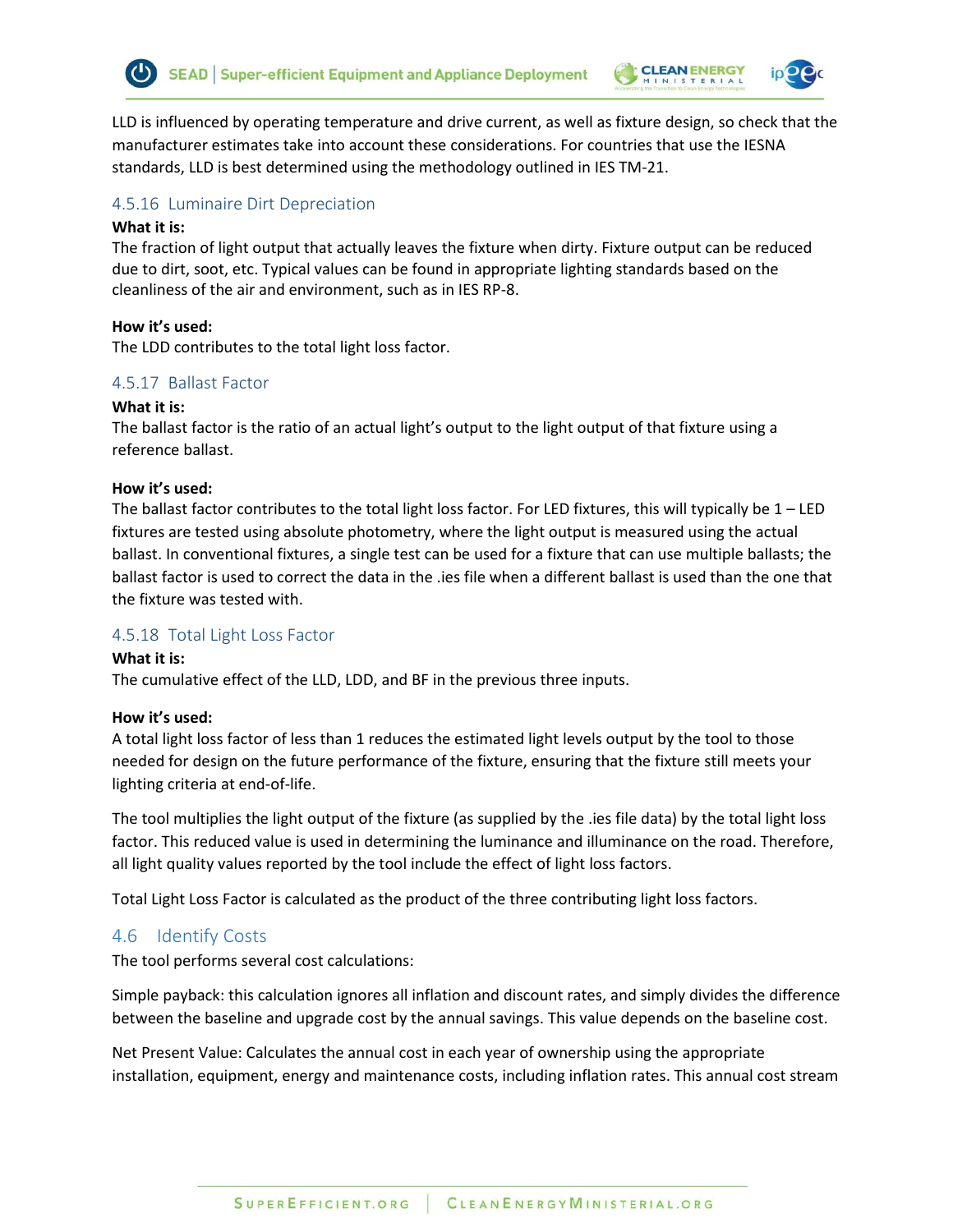LLD is influenced by operating temperature and drive current, as well as fixture design, so check that the manufacturer estimates take into account these considerations. For countries that use the IESNA standards, LLD is best determined using the methodology outlined in IES TM-21.

### 4.5.16 Luminaire Dirt Depreciation

**What it is:**
The fraction of light output that actually leaves the fixture when dirty. Fixture output can be reduced due to dirt, soot, etc. Typical values can be found in appropriate lighting standards based on the cleanliness of the air and environment, such as in IES RP-8.

**How it's used:**
The LDD contributes to the total light loss factor.

### 4.5.17 Ballast Factor

**What it is:**
The ballast factor is the ratio of an actual light's output to the light output of that fixture using a reference ballast.

**How it's used:**
The ballast factor contributes to the total light loss factor. For LED fixtures, this will typically be 1 – LED fixtures are tested using absolute photometry, where the light output is measured using the actual ballast. In conventional fixtures, a single test can be used for a fixture that can use multiple ballasts; the ballast factor is used to correct the data in the .ies file when a different ballast is used than the one that the fixture was tested with.

### 4.5.18 Total Light Loss Factor

**What it is:**
The cumulative effect of the LLD, LDD, and BF in the previous three inputs.

**How it's used:**
A total light loss factor of less than 1 reduces the estimated light levels output by the tool to those needed for design on the future performance of the fixture, ensuring that the fixture still meets your lighting criteria at end-of-life.

The tool multiplies the light output of the fixture (as supplied by the .ies file data) by the total light loss factor. This reduced value is used in determining the luminance and illuminance on the road. Therefore, all light quality values reported by the tool include the effect of light loss factors.

Total Light Loss Factor is calculated as the product of the three contributing light loss factors.

## 4.6 Identify Costs

The tool performs several cost calculations:

Simple payback: this calculation ignores all inflation and discount rates, and simply divides the difference between the baseline and upgrade cost by the annual savings. This value depends on the baseline cost.

Net Present Value: Calculates the annual cost in each year of ownership using the appropriate installation, equipment, energy and maintenance costs, including inflation rates. This annual cost stream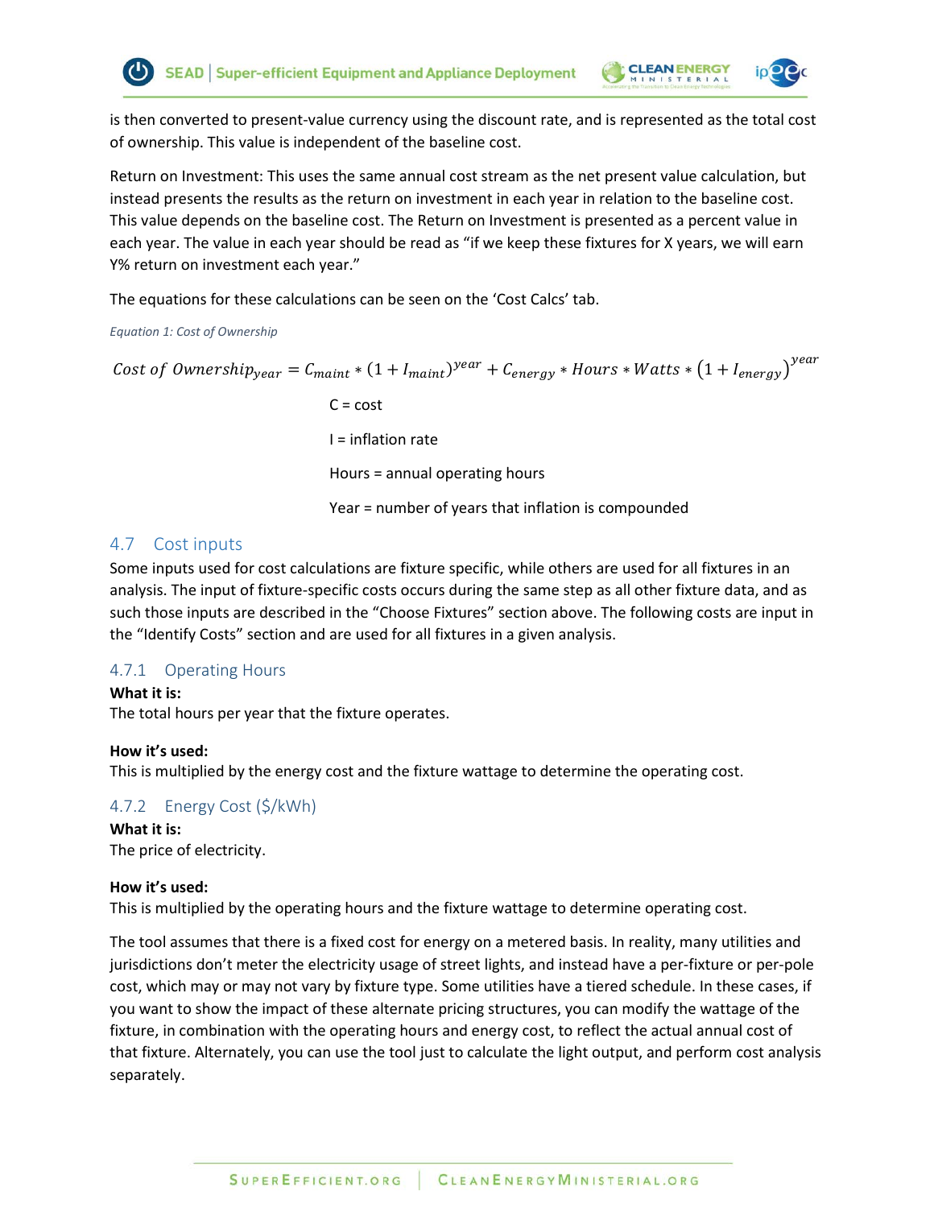is then converted to present-value currency using the discount rate, and is represented as the total cost of ownership. This value is independent of the baseline cost.

Return on Investment: This uses the same annual cost stream as the net present value calculation, but instead presents the results as the return on investment in each year in relation to the baseline cost. This value depends on the baseline cost. The Return on Investment is presented as a percent value in each year. The value in each year should be read as "if we keep these fixtures for X years, we will earn Y% return on investment each year."

The equations for these calculations can be seen on the 'Cost Calcs' tab.

*Equation 1: Cost of Ownership*

$$Cost\ of\ Ownership_{year} = C_{maint} * (1 + I_{maint})^{year} + C_{energy} * Hours * Watts * (1 + I_{energy})^{year}$$

C = cost

I = inflation rate

Hours = annual operating hours

Year = number of years that inflation is compounded

## 4.7 Cost inputs

Some inputs used for cost calculations are fixture specific, while others are used for all fixtures in an analysis. The input of fixture-specific costs occurs during the same step as all other fixture data, and as such those inputs are described in the "Choose Fixtures" section above. The following costs are input in the "Identify Costs" section and are used for all fixtures in a given analysis.

### 4.7.1 Operating Hours

**What it is:**
The total hours per year that the fixture operates.

**How it's used:**
This is multiplied by the energy cost and the fixture wattage to determine the operating cost.

### 4.7.2 Energy Cost ($/kWh)

**What it is:**
The price of electricity.

**How it's used:**
This is multiplied by the operating hours and the fixture wattage to determine operating cost.

The tool assumes that there is a fixed cost for energy on a metered basis. In reality, many utilities and jurisdictions don't meter the electricity usage of street lights, and instead have a per-fixture or per-pole cost, which may or may not vary by fixture type. Some utilities have a tiered schedule. In these cases, if you want to show the impact of these alternate pricing structures, you can modify the wattage of the fixture, in combination with the operating hours and energy cost, to reflect the actual annual cost of that fixture. Alternately, you can use the tool just to calculate the light output, and perform cost analysis separately.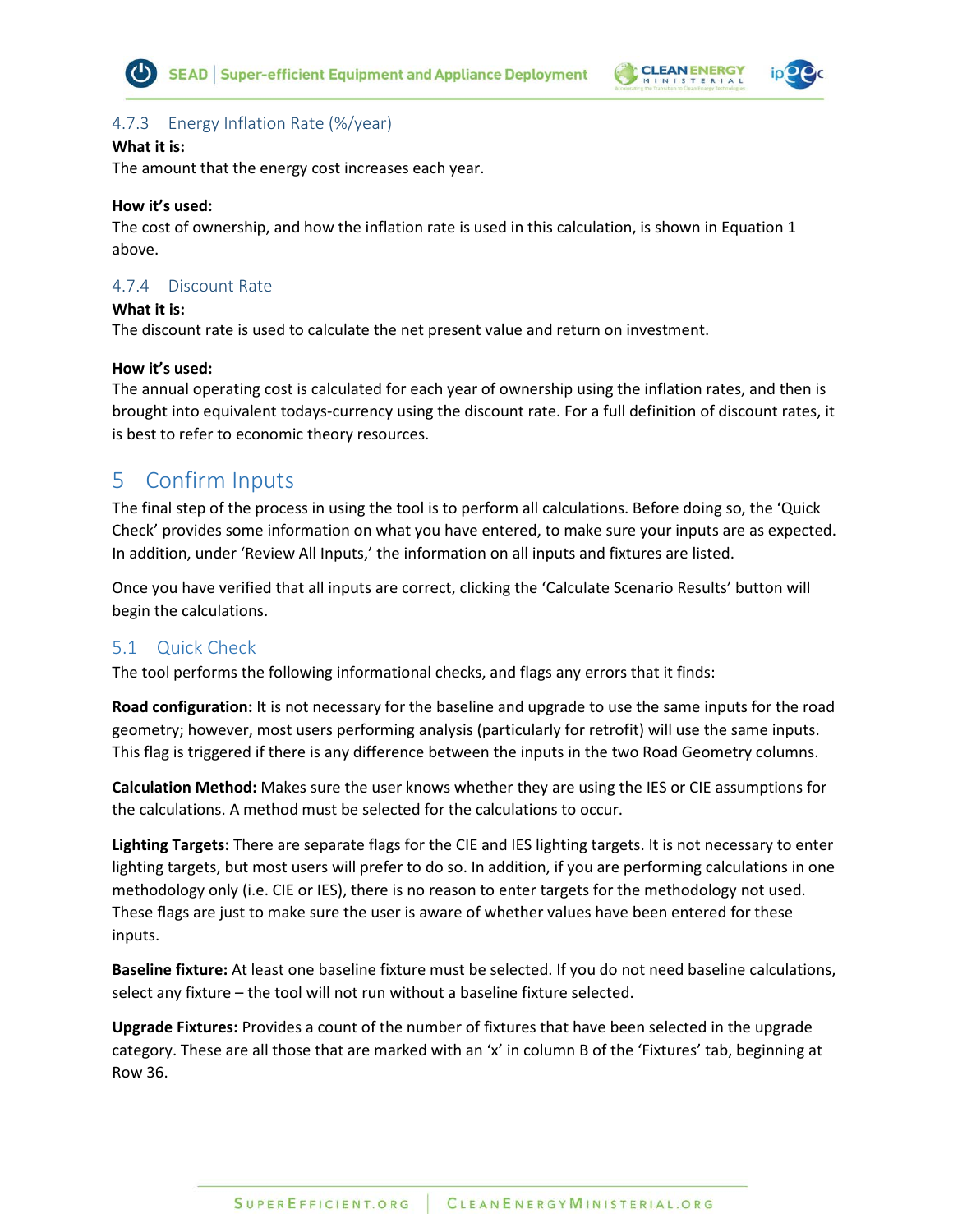### 4.7.3 Energy Inflation Rate (%/year)

**What it is:**
The amount that the energy cost increases each year.

**How it's used:**
The cost of ownership, and how the inflation rate is used in this calculation, is shown in Equation 1 above.

### 4.7.4 Discount Rate

**What it is:**
The discount rate is used to calculate the net present value and return on investment.

**How it's used:**
The annual operating cost is calculated for each year of ownership using the inflation rates, and then is brought into equivalent todays-currency using the discount rate. For a full definition of discount rates, it is best to refer to economic theory resources.

# 5 Confirm Inputs

The final step of the process in using the tool is to perform all calculations. Before doing so, the 'Quick Check' provides some information on what you have entered, to make sure your inputs are as expected. In addition, under 'Review All Inputs,' the information on all inputs and fixtures are listed.

Once you have verified that all inputs are correct, clicking the 'Calculate Scenario Results' button will begin the calculations.

## 5.1 Quick Check

The tool performs the following informational checks, and flags any errors that it finds:

**Road configuration:** It is not necessary for the baseline and upgrade to use the same inputs for the road geometry; however, most users performing analysis (particularly for retrofit) will use the same inputs. This flag is triggered if there is any difference between the inputs in the two Road Geometry columns.

**Calculation Method:** Makes sure the user knows whether they are using the IES or CIE assumptions for the calculations. A method must be selected for the calculations to occur.

**Lighting Targets:** There are separate flags for the CIE and IES lighting targets. It is not necessary to enter lighting targets, but most users will prefer to do so. In addition, if you are performing calculations in one methodology only (i.e. CIE or IES), there is no reason to enter targets for the methodology not used. These flags are just to make sure the user is aware of whether values have been entered for these inputs.

**Baseline fixture:** At least one baseline fixture must be selected. If you do not need baseline calculations, select any fixture – the tool will not run without a baseline fixture selected.

**Upgrade Fixtures:** Provides a count of the number of fixtures that have been selected in the upgrade category. These are all those that are marked with an 'x' in column B of the 'Fixtures' tab, beginning at Row 36.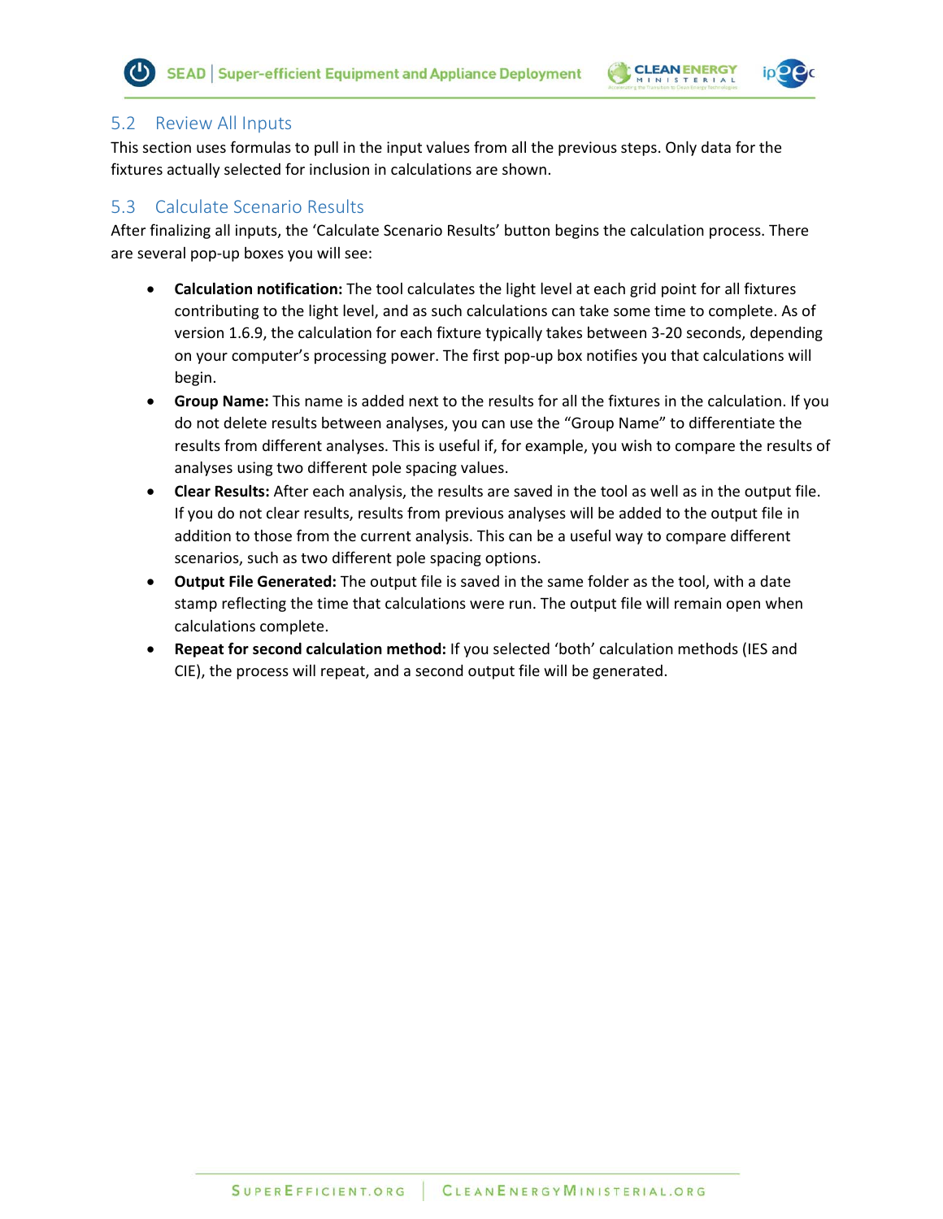## 5.2 Review All Inputs

This section uses formulas to pull in the input values from all the previous steps. Only data for the fixtures actually selected for inclusion in calculations are shown.

## 5.3 Calculate Scenario Results

After finalizing all inputs, the 'Calculate Scenario Results' button begins the calculation process. There are several pop-up boxes you will see:

- **Calculation notification:** The tool calculates the light level at each grid point for all fixtures contributing to the light level, and as such calculations can take some time to complete. As of version 1.6.9, the calculation for each fixture typically takes between 3-20 seconds, depending on your computer's processing power. The first pop-up box notifies you that calculations will begin.
- **Group Name:** This name is added next to the results for all the fixtures in the calculation. If you do not delete results between analyses, you can use the "Group Name" to differentiate the results from different analyses. This is useful if, for example, you wish to compare the results of analyses using two different pole spacing values.
- **Clear Results:** After each analysis, the results are saved in the tool as well as in the output file. If you do not clear results, results from previous analyses will be added to the output file in addition to those from the current analysis. This can be a useful way to compare different scenarios, such as two different pole spacing options.
- **Output File Generated:** The output file is saved in the same folder as the tool, with a date stamp reflecting the time that calculations were run. The output file will remain open when calculations complete.
- **Repeat for second calculation method:** If you selected 'both' calculation methods (IES and CIE), the process will repeat, and a second output file will be generated.